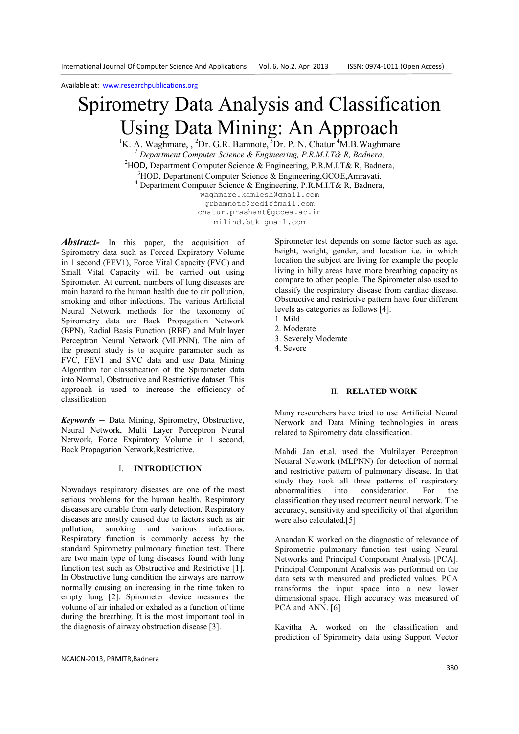Available at: www.researchpublications.org

# Spirometry Data Analysis and Classification Using Data Mining: An Approach

[1]K. A. Waghmare, , [2]Dr. G.R. Bamnote, [3]Dr. P. N. Chatur [4]M.B.Waghmare

[1] *Department Computer Science & Engineering, P.R.M.I.T& R, Badnera,*

[2]HOD, Department Computer Science & Engineering, P.R.M.I.T& R, Badnera,

[3]HOD, Department Computer Science & Engineering,GCOE,Amravati.

[4] Department Computer Science & Engineering, P.R.M.I.T& R, Badnera,

waghmare.kamlesh@gmail.com
grbamnote@rediffmail.com
chatur.prashant@gcoea.ac.in
milind.btk gmail.com

***Abstract-*** In this paper, the acquisition of Spirometry data such as Forced Expiratory Volume in 1 second (FEV1), Force Vital Capacity (FVC) and Small Vital Capacity will be carried out using Spirometer. At current, numbers of lung diseases are main hazard to the human health due to air pollution, smoking and other infections. The various Artificial Neural Network methods for the taxonomy of Spirometry data are Back Propagation Network (BPN), Radial Basis Function (RBF) and Multilayer Perceptron Neural Network (MLPNN). The aim of the present study is to acquire parameter such as FVC, FEV1 and SVC data and use Data Mining Algorithm for classification of the Spirometer data into Normal, Obstructive and Restrictive dataset. This approach is used to increase the efficiency of classification

***Keywords*** – Data Mining, Spirometry, Obstructive, Neural Network, Multi Layer Perceptron Neural Network, Force Expiratory Volume in 1 second, Back Propagation Network,Restrictive.

## I. INTRODUCTION

Nowadays respiratory diseases are one of the most serious problems for the human health. Respiratory diseases are curable from early detection. Respiratory diseases are mostly caused due to factors such as air pollution, smoking and various infections. Respiratory function is commonly access by the standard Spirometry pulmonary function test. There are two main type of lung diseases found with lung function test such as Obstructive and Restrictive [1]. In Obstructive lung condition the airways are narrow normally causing an increasing in the time taken to empty lung [2]. Spirometer device measures the volume of air inhaled or exhaled as a function of time during the breathing. It is the most important tool in the diagnosis of airway obstruction disease [3].

Spirometer test depends on some factor such as age, height, weight, gender, and location i.e. in which location the subject are living for example the people living in hilly areas have more breathing capacity as compare to other people. The Spirometer also used to classify the respiratory disease from cardiac disease. Obstructive and restrictive pattern have four different levels as categories as follows [4].

1. Mild
2. Moderate
3. Severely Moderate
4. Severe

## II. RELATED WORK

Many researchers have tried to use Artificial Neural Network and Data Mining technologies in areas related to Spirometry data classification.

Mahdi Jan et.al. used the Multilayer Perceptron Neuaral Network (MLPNN) for detection of normal and restrictive pattern of pulmonary disease. In that study they took all three patterns of respiratory abnormalities into consideration. For the classification they used recurrent neural network. The accuracy, sensitivity and specificity of that algorithm were also calculated.[5]

Anandan K worked on the diagnostic of relevance of Spirometric pulmonary function test using Neural Networks and Principal Component Analysis [PCA]. Principal Component Analysis was performed on the data sets with measured and predicted values. PCA transforms the input space into a new lower dimensional space. High accuracy was measured of PCA and ANN. [6]

Kavitha A. worked on the classification and prediction of Spirometry data using Support Vector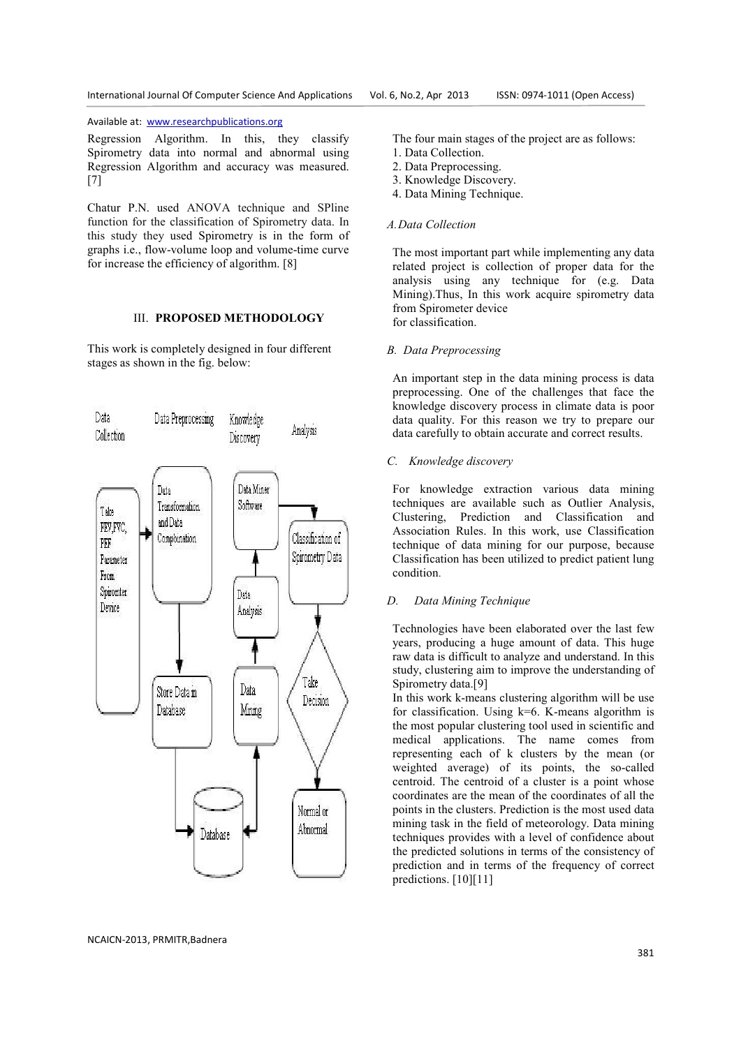Regression Algorithm. In this, they classify Spirometry data into normal and abnormal using Regression Algorithm and accuracy was measured. [7]

Chatur P.N. used ANOVA technique and SPline function for the classification of Spirometry data. In this study they used Spirometry is in the form of graphs i.e., flow-volume loop and volume-time curve for increase the efficiency of algorithm. [8]

## III. PROPOSED METHODOLOGY

This work is completely designed in four different stages as shown in the fig. below:

Data Collection | Data Preprocessing | Knowledge Discovery | Analysis

Take FEV,FVC, PEF Parameter From Spirometer Device → Data Transformation and Data Compbination → Store Data in Database → Database → Data Mining → Data Analysis → Data Miner Software → Classification of Spirometry Data → Take Decision → Normal or Abnormal

The four main stages of the project are as follows:

1. Data Collection.
2. Data Preprocessing.
3. Knowledge Discovery.
4. Data Mining Technique.

### A. Data Collection

The most important part while implementing any data related project is collection of proper data for the analysis using any technique for (e.g. Data Mining).Thus, In this work acquire spirometry data from Spirometer device for classification.

### B. Data Preprocessing

An important step in the data mining process is data preprocessing. One of the challenges that face the knowledge discovery process in climate data is poor data quality. For this reason we try to prepare our data carefully to obtain accurate and correct results.

### C. Knowledge discovery

For knowledge extraction various data mining techniques are available such as Outlier Analysis, Clustering, Prediction and Classification and Association Rules. In this work, use Classification technique of data mining for our purpose, because Classification has been utilized to predict patient lung condition.

### D. Data Mining Technique

Technologies have been elaborated over the last few years, producing a huge amount of data. This huge raw data is difficult to analyze and understand. In this study, clustering aim to improve the understanding of Spirometry data.[9]

In this work k-means clustering algorithm will be use for classification. Using k=6. K-means algorithm is the most popular clustering tool used in scientific and medical applications. The name comes from representing each of k clusters by the mean (or weighted average) of its points, the so-called centroid. The centroid of a cluster is a point whose coordinates are the mean of the coordinates of all the points in the clusters. Prediction is the most used data mining task in the field of meteorology. Data mining techniques provides with a level of confidence about the predicted solutions in terms of the consistency of prediction and in terms of the frequency of correct predictions. [10][11]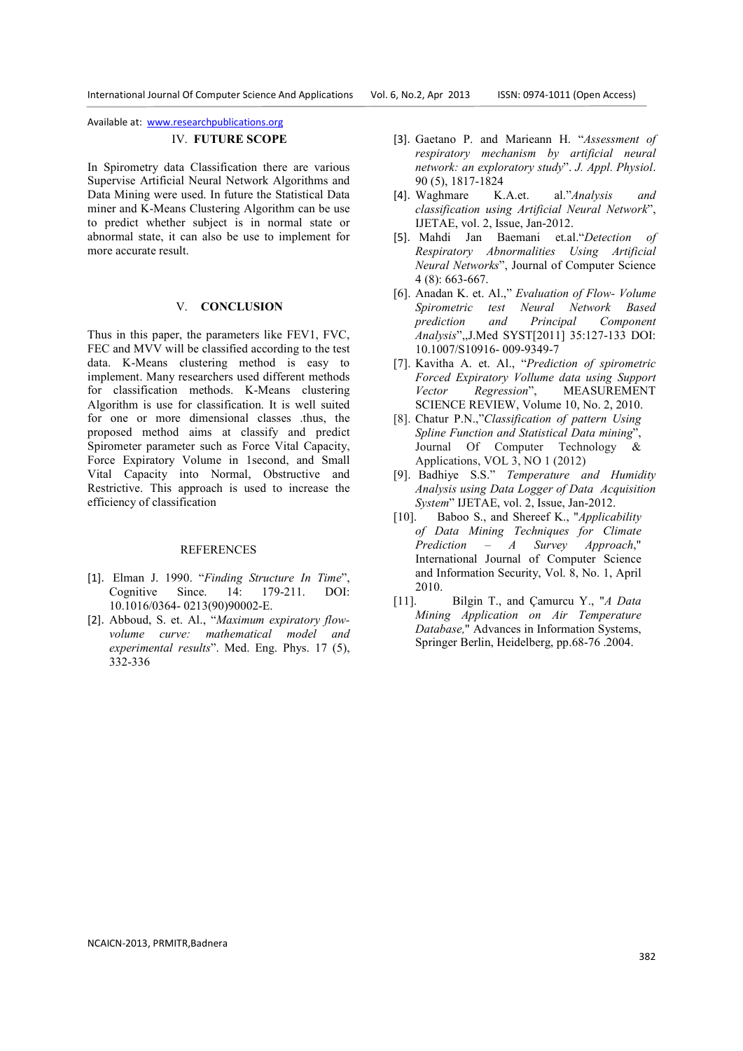## IV. FUTURE SCOPE

In Spirometry data Classification there are various Supervise Artificial Neural Network Algorithms and Data Mining were used. In future the Statistical Data miner and K-Means Clustering Algorithm can be use to predict whether subject is in normal state or abnormal state, it can also be use to implement for more accurate result.

## V. CONCLUSION

Thus in this paper, the parameters like FEV1, FVC, FEC and MVV will be classified according to the test data. K-Means clustering method is easy to implement. Many researchers used different methods for classification methods. K-Means clustering Algorithm is use for classification. It is well suited for one or more dimensional classes .thus, the proposed method aims at classify and predict Spirometer parameter such as Force Vital Capacity, Force Expiratory Volume in 1second, and Small Vital Capacity into Normal, Obstructive and Restrictive. This approach is used to increase the efficiency of classification

## REFERENCES

[1]. Elman J. 1990. "*Finding Structure In Time*", Cognitive Since. 14: 179-211. DOI: 10.1016/0364- 0213(90)90002-E.

[2]. Abboud, S. et. Al., "*Maximum expiratory flow-volume curve: mathematical model and experimental results*". Med. Eng. Phys. 17 (5), 332-336

[3]. Gaetano P. and Marieann H. "*Assessment of respiratory mechanism by artificial neural network: an exploratory study*". *J. Appl. Physiol*. 90 (5), 1817-1824

[4]. Waghmare K.A.et. al."*Analysis and classification using Artificial Neural Network*", IJETAE, vol. 2, Issue, Jan-2012.

[5]. Mahdi Jan Baemani et.al."*Detection of Respiratory Abnormalities Using Artificial Neural Networks*", Journal of Computer Science 4 (8): 663-667.

[6]. Anadan K. et. Al.," *Evaluation of Flow- Volume Spirometric test Neural Network Based prediction and Principal Component Analysis*",,J.Med SYST[2011] 35:127-133 DOI: 10.1007/S10916- 009-9349-7

[7]. Kavitha A. et. Al., "*Prediction of spirometric Forced Expiratory Vollume data using Support Vector Regression*", MEASUREMENT SCIENCE REVIEW, Volume 10, No. 2, 2010.

[8]. Chatur P.N.,"*Classification of pattern Using Spline Function and Statistical Data mining*", Journal Of Computer Technology & Applications, VOL 3, NO 1 (2012)

[9]. Badhiye S.S." *Temperature and Humidity Analysis using Data Logger of Data Acquisition System*" IJETAE, vol. 2, Issue, Jan-2012.

[10]. Baboo S., and Shereef K., "*Applicability of Data Mining Techniques for Climate Prediction – A Survey Approach*," International Journal of Computer Science and Information Security, Vol. 8, No. 1, April 2010.

[11]. Bilgin T., and Çamurcu Y., "*A Data Mining Application on Air Temperature Database*," Advances in Information Systems, Springer Berlin, Heidelberg, pp.68-76 .2004.